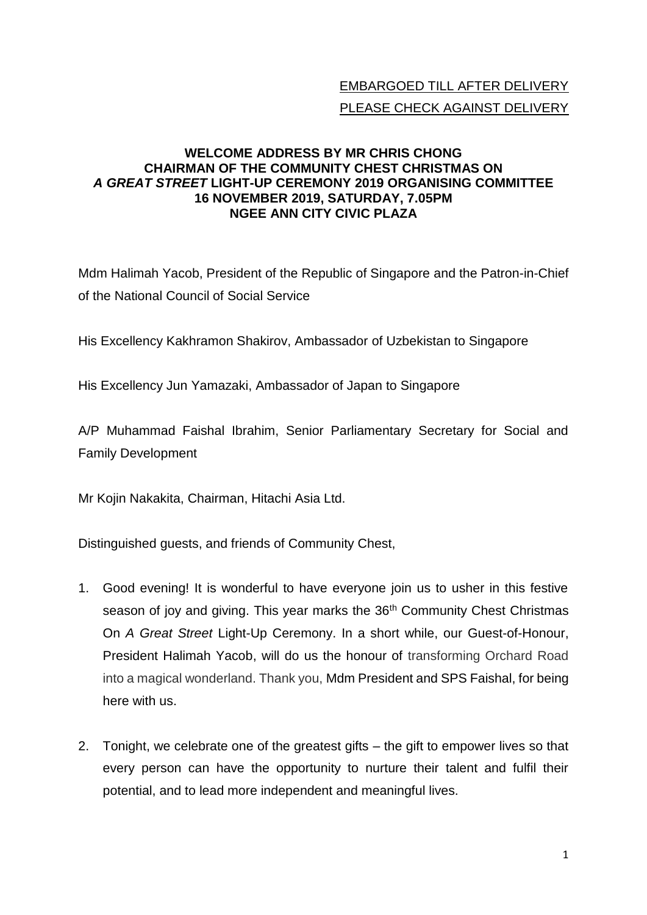EMBARGOED TILL AFTER DELIVERY

PLEASE CHECK AGAINST DELIVERY

**WELCOME ADDRESS BY MR CHRIS CHONG**
**CHAIRMAN OF THE COMMUNITY CHEST CHRISTMAS ON *A GREAT STREET* LIGHT-UP CEREMONY 2019 ORGANISING COMMITTEE**
**16 NOVEMBER 2019, SATURDAY, 7.05PM**
**NGEE ANN CITY CIVIC PLAZA**

Mdm Halimah Yacob, President of the Republic of Singapore and the Patron-in-Chief of the National Council of Social Service

His Excellency Kakhramon Shakirov, Ambassador of Uzbekistan to Singapore

His Excellency Jun Yamazaki, Ambassador of Japan to Singapore

A/P Muhammad Faishal Ibrahim, Senior Parliamentary Secretary for Social and Family Development

Mr Kojin Nakakita, Chairman, Hitachi Asia Ltd.

Distinguished guests, and friends of Community Chest,

1. Good evening! It is wonderful to have everyone join us to usher in this festive season of joy and giving. This year marks the 36th Community Chest Christmas On *A Great Street* Light-Up Ceremony. In a short while, our Guest-of-Honour, President Halimah Yacob, will do us the honour of transforming Orchard Road into a magical wonderland. Thank you, Mdm President and SPS Faishal, for being here with us.

2. Tonight, we celebrate one of the greatest gifts – the gift to empower lives so that every person can have the opportunity to nurture their talent and fulfil their potential, and to lead more independent and meaningful lives.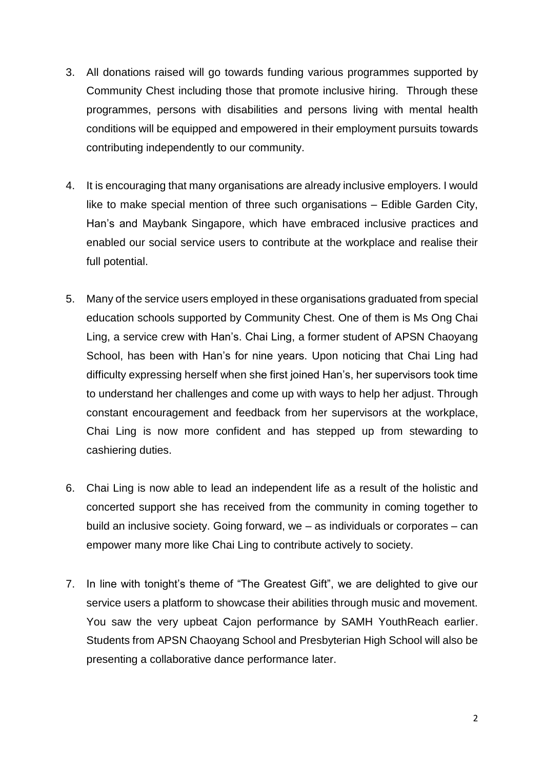3. All donations raised will go towards funding various programmes supported by Community Chest including those that promote inclusive hiring. Through these programmes, persons with disabilities and persons living with mental health conditions will be equipped and empowered in their employment pursuits towards contributing independently to our community.

4. It is encouraging that many organisations are already inclusive employers. I would like to make special mention of three such organisations – Edible Garden City, Han's and Maybank Singapore, which have embraced inclusive practices and enabled our social service users to contribute at the workplace and realise their full potential.

5. Many of the service users employed in these organisations graduated from special education schools supported by Community Chest. One of them is Ms Ong Chai Ling, a service crew with Han's. Chai Ling, a former student of APSN Chaoyang School, has been with Han's for nine years. Upon noticing that Chai Ling had difficulty expressing herself when she first joined Han's, her supervisors took time to understand her challenges and come up with ways to help her adjust. Through constant encouragement and feedback from her supervisors at the workplace, Chai Ling is now more confident and has stepped up from stewarding to cashiering duties.

6. Chai Ling is now able to lead an independent life as a result of the holistic and concerted support she has received from the community in coming together to build an inclusive society. Going forward, we – as individuals or corporates – can empower many more like Chai Ling to contribute actively to society.

7. In line with tonight's theme of "The Greatest Gift", we are delighted to give our service users a platform to showcase their abilities through music and movement. You saw the very upbeat Cajon performance by SAMH YouthReach earlier. Students from APSN Chaoyang School and Presbyterian High School will also be presenting a collaborative dance performance later.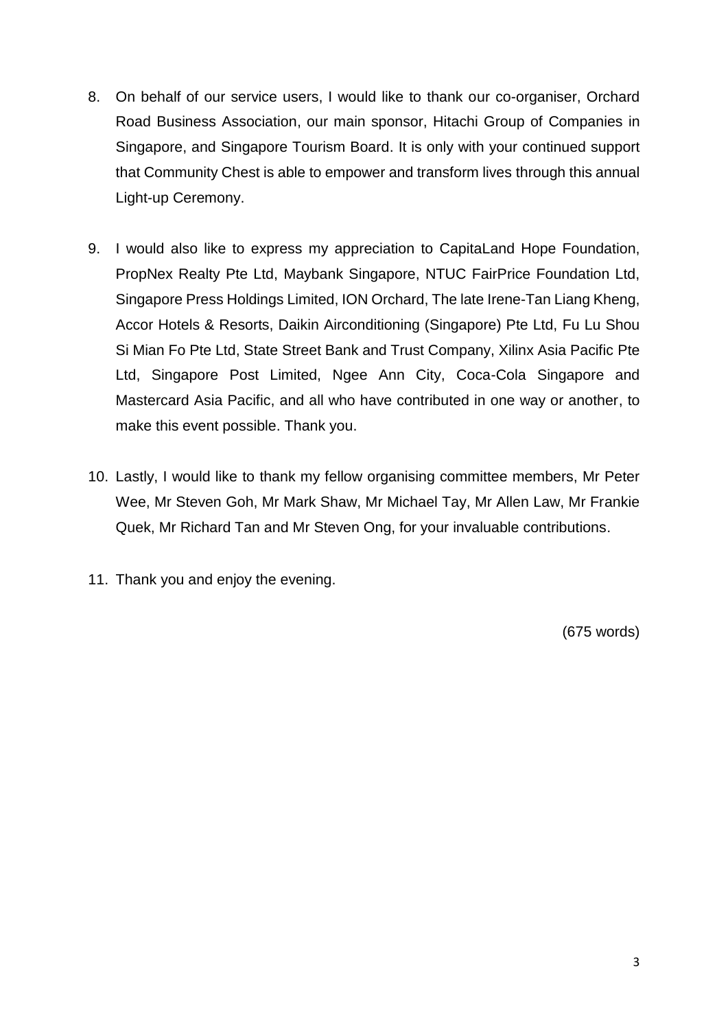8. On behalf of our service users, I would like to thank our co-organiser, Orchard Road Business Association, our main sponsor, Hitachi Group of Companies in Singapore, and Singapore Tourism Board. It is only with your continued support that Community Chest is able to empower and transform lives through this annual Light-up Ceremony.

9. I would also like to express my appreciation to CapitaLand Hope Foundation, PropNex Realty Pte Ltd, Maybank Singapore, NTUC FairPrice Foundation Ltd, Singapore Press Holdings Limited, ION Orchard, The late Irene-Tan Liang Kheng, Accor Hotels & Resorts, Daikin Airconditioning (Singapore) Pte Ltd, Fu Lu Shou Si Mian Fo Pte Ltd, State Street Bank and Trust Company, Xilinx Asia Pacific Pte Ltd, Singapore Post Limited, Ngee Ann City, Coca-Cola Singapore and Mastercard Asia Pacific, and all who have contributed in one way or another, to make this event possible. Thank you.

10. Lastly, I would like to thank my fellow organising committee members, Mr Peter Wee, Mr Steven Goh, Mr Mark Shaw, Mr Michael Tay, Mr Allen Law, Mr Frankie Quek, Mr Richard Tan and Mr Steven Ong, for your invaluable contributions.

11. Thank you and enjoy the evening.

(675 words)